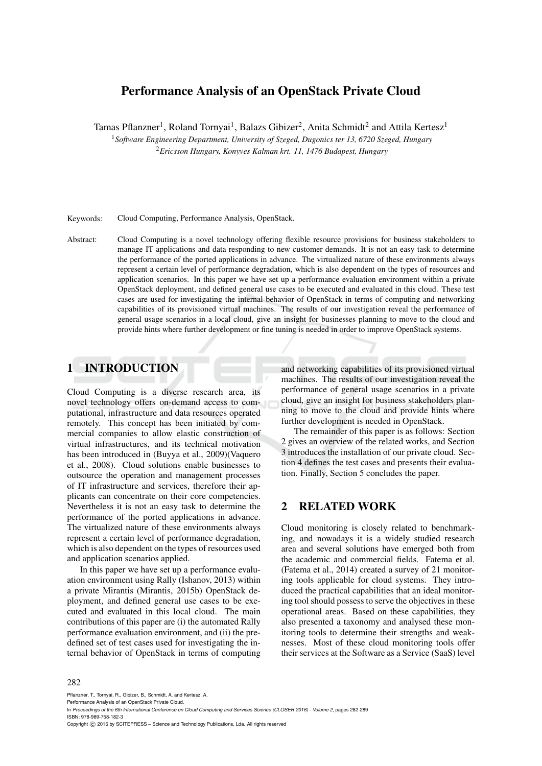# Performance Analysis of an OpenStack Private Cloud

Tamas Pflanzner[1], Roland Tornyai[1], Balazs Gibizer[2], Anita Schmidt[2] and Attila Kertesz[1]

[1]*Software Engineering Department, University of Szeged, Dugonics ter 13, 6720 Szeged, Hungary*

[2]*Ericsson Hungary, Konyves Kalman krt. 11, 1476 Budapest, Hungary*

Keywords: Cloud Computing, Performance Analysis, OpenStack.

Abstract: Cloud Computing is a novel technology offering flexible resource provisions for business stakeholders to manage IT applications and data responding to new customer demands. It is not an easy task to determine the performance of the ported applications in advance. The virtualized nature of these environments always represent a certain level of performance degradation, which is also dependent on the types of resources and application scenarios. In this paper we have set up a performance evaluation environment within a private OpenStack deployment, and defined general use cases to be executed and evaluated in this cloud. These test cases are used for investigating the internal behavior of OpenStack in terms of computing and networking capabilities of its provisioned virtual machines. The results of our investigation reveal the performance of general usage scenarios in a local cloud, give an insight for businesses planning to move to the cloud and provide hints where further development or fine tuning is needed in order to improve OpenStack systems.

## 1 INTRODUCTION

Cloud Computing is a diverse research area, its novel technology offers on-demand access to computational, infrastructure and data resources operated remotely. This concept has been initiated by commercial companies to allow elastic construction of virtual infrastructures, and its technical motivation has been introduced in (Buyya et al., 2009)(Vaquero et al., 2008). Cloud solutions enable businesses to outsource the operation and management processes of IT infrastructure and services, therefore their applicants can concentrate on their core competencies. Nevertheless it is not an easy task to determine the performance of the ported applications in advance. The virtualized nature of these environments always represent a certain level of performance degradation, which is also dependent on the types of resources used and application scenarios applied.

In this paper we have set up a performance evaluation environment using Rally (Ishanov, 2013) within a private Mirantis (Mirantis, 2015b) OpenStack deployment, and defined general use cases to be executed and evaluated in this local cloud. The main contributions of this paper are (i) the automated Rally performance evaluation environment, and (ii) the predefined set of test cases used for investigating the internal behavior of OpenStack in terms of computing and networking capabilities of its provisioned virtual machines. The results of our investigation reveal the performance of general usage scenarios in a private cloud, give an insight for business stakeholders planning to move to the cloud and provide hints where further development is needed in OpenStack.

The remainder of this paper is as follows: Section 2 gives an overview of the related works, and Section 3 introduces the installation of our private cloud. Section 4 defines the test cases and presents their evaluation. Finally, Section 5 concludes the paper.

## 2 RELATED WORK

Cloud monitoring is closely related to benchmarking, and nowadays it is a widely studied research area and several solutions have emerged both from the academic and commercial fields. Fatema et al. (Fatema et al., 2014) created a survey of 21 monitoring tools applicable for cloud systems. They introduced the practical capabilities that an ideal monitoring tool should possess to serve the objectives in these operational areas. Based on these capabilities, they also presented a taxonomy and analysed these monitoring tools to determine their strengths and weaknesses. Most of these cloud monitoring tools offer their services at the Software as a Service (SaaS) level

Pflanzner, T., Tornyai, R., Gibizer, B., Schmidt, A. and Kertesz, A.
Performance Analysis of an OpenStack Private Cloud.
In *Proceedings of the 6th International Conference on Cloud Computing and Services Science (CLOSER 2016) - Volume 2*, pages 282-289
ISBN: 978-989-758-182-3
Copyright © 2016 by SCITEPRESS – Science and Technology Publications, Lda. All rights reserved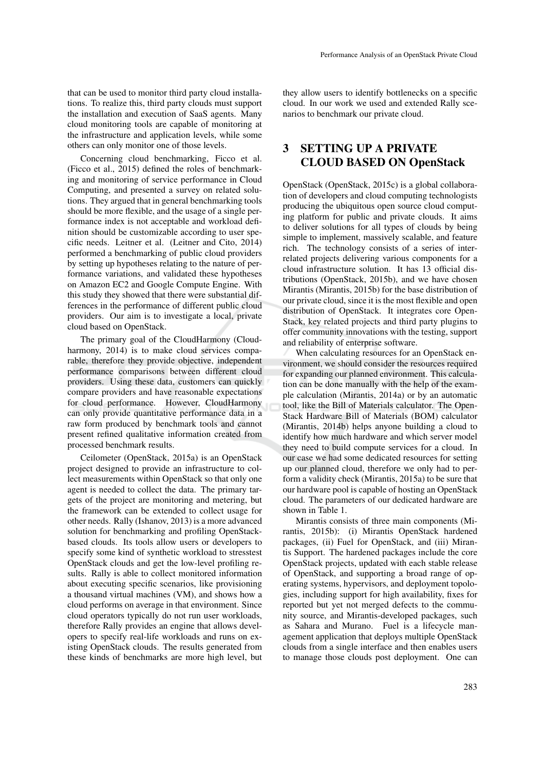that can be used to monitor third party cloud installations. To realize this, third party clouds must support the installation and execution of SaaS agents. Many cloud monitoring tools are capable of monitoring at the infrastructure and application levels, while some others can only monitor one of those levels.

Concerning cloud benchmarking, Ficco et al. (Ficco et al., 2015) defined the roles of benchmarking and monitoring of service performance in Cloud Computing, and presented a survey on related solutions. They argued that in general benchmarking tools should be more flexible, and the usage of a single performance index is not acceptable and workload definition should be customizable according to user specific needs. Leitner et al. (Leitner and Cito, 2014) performed a benchmarking of public cloud providers by setting up hypotheses relating to the nature of performance variations, and validated these hypotheses on Amazon EC2 and Google Compute Engine. With this study they showed that there were substantial differences in the performance of different public cloud providers. Our aim is to investigate a local, private cloud based on OpenStack.

The primary goal of the CloudHarmony (Cloudharmony, 2014) is to make cloud services comparable, therefore they provide objective, independent performance comparisons between different cloud providers. Using these data, customers can quickly compare providers and have reasonable expectations for cloud performance. However, CloudHarmony can only provide quantitative performance data in a raw form produced by benchmark tools and cannot present refined qualitative information created from processed benchmark results.

Ceilometer (OpenStack, 2015a) is an OpenStack project designed to provide an infrastructure to collect measurements within OpenStack so that only one agent is needed to collect the data. The primary targets of the project are monitoring and metering, but the framework can be extended to collect usage for other needs. Rally (Ishanov, 2013) is a more advanced solution for benchmarking and profiling OpenStack-based clouds. Its tools allow users or developers to specify some kind of synthetic workload to stresstest OpenStack clouds and get the low-level profiling results. Rally is able to collect monitored information about executing specific scenarios, like provisioning a thousand virtual machines (VM), and shows how a cloud performs on average in that environment. Since cloud operators typically do not run user workloads, therefore Rally provides an engine that allows developers to specify real-life workloads and runs on existing OpenStack clouds. The results generated from these kinds of benchmarks are more high level, but they allow users to identify bottlenecks on a specific cloud. In our work we used and extended Rally scenarios to benchmark our private cloud.

## 3 SETTING UP A PRIVATE CLOUD BASED ON OpenStack

OpenStack (OpenStack, 2015c) is a global collaboration of developers and cloud computing technologists producing the ubiquitous open source cloud computing platform for public and private clouds. It aims to deliver solutions for all types of clouds by being simple to implement, massively scalable, and feature rich. The technology consists of a series of interrelated projects delivering various components for a cloud infrastructure solution. It has 13 official distributions (OpenStack, 2015b), and we have chosen Mirantis (Mirantis, 2015b) for the base distribution of our private cloud, since it is the most flexible and open distribution of OpenStack. It integrates core OpenStack, key related projects and third party plugins to offer community innovations with the testing, support and reliability of enterprise software.

When calculating resources for an OpenStack environment, we should consider the resources required for expanding our planned environment. This calculation can be done manually with the help of the example calculation (Mirantis, 2014a) or by an automatic tool, like the Bill of Materials calculator. The OpenStack Hardware Bill of Materials (BOM) calculator (Mirantis, 2014b) helps anyone building a cloud to identify how much hardware and which server model they need to build compute services for a cloud. In our case we had some dedicated resources for setting up our planned cloud, therefore we only had to perform a validity check (Mirantis, 2015a) to be sure that our hardware pool is capable of hosting an OpenStack cloud. The parameters of our dedicated hardware are shown in Table 1.

Mirantis consists of three main components (Mirantis, 2015b): (i) Mirantis OpenStack hardened packages, (ii) Fuel for OpenStack, and (iii) Mirantis Support. The hardened packages include the core OpenStack projects, updated with each stable release of OpenStack, and supporting a broad range of operating systems, hypervisors, and deployment topologies, including support for high availability, fixes for reported but yet not merged defects to the community source, and Mirantis-developed packages, such as Sahara and Murano. Fuel is a lifecycle management application that deploys multiple OpenStack clouds from a single interface and then enables users to manage those clouds post deployment. One can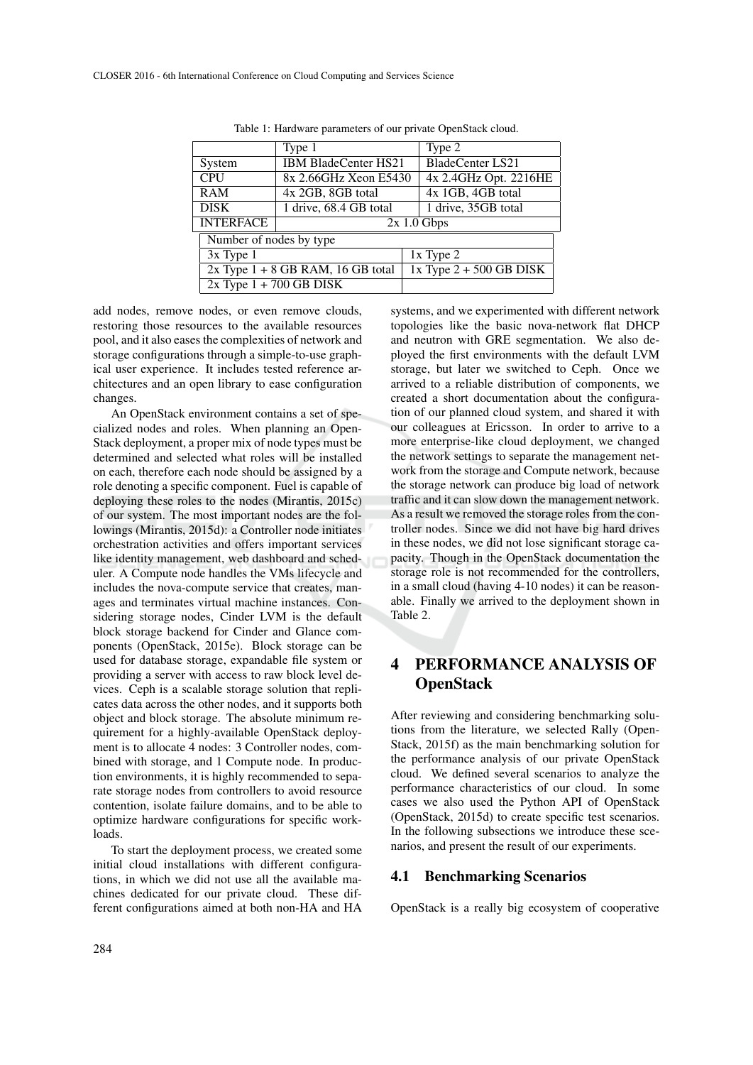Table 1: Hardware parameters of our private OpenStack cloud.

| | Type 1 | Type 2 |
|---|---|---|
| System | IBM BladeCenter HS21 | BladeCenter LS21 |
| CPU | 8x 2.66GHz Xeon E5430 | 4x 2.4GHz Opt. 2216HE |
| RAM | 4x 2GB, 8GB total | 4x 1GB, 4GB total |
| DISK | 1 drive, 68.4 GB total | 1 drive, 35GB total |
| INTERFACE | 2x 1.0 Gbps | |

| Number of nodes by type | |
|---|---|
| 3x Type 1 | 1x Type 2 |
| 2x Type 1 + 8 GB RAM, 16 GB total | 1x Type 2 + 500 GB DISK |
| 2x Type 1 + 700 GB DISK | |

add nodes, remove nodes, or even remove clouds, restoring those resources to the available resources pool, and it also eases the complexities of network and storage configurations through a simple-to-use graphical user experience. It includes tested reference architectures and an open library to ease configuration changes.

An OpenStack environment contains a set of specialized nodes and roles. When planning an OpenStack deployment, a proper mix of node types must be determined and selected what roles will be installed on each, therefore each node should be assigned by a role denoting a specific component. Fuel is capable of deploying these roles to the nodes (Mirantis, 2015c) of our system. The most important nodes are the followings (Mirantis, 2015d): a Controller node initiates orchestration activities and offers important services like identity management, web dashboard and scheduler. A Compute node handles the VMs lifecycle and includes the nova-compute service that creates, manages and terminates virtual machine instances. Considering storage nodes, Cinder LVM is the default block storage backend for Cinder and Glance components (OpenStack, 2015e). Block storage can be used for database storage, expandable file system or providing a server with access to raw block level devices. Ceph is a scalable storage solution that replicates data across the other nodes, and it supports both object and block storage. The absolute minimum requirement for a highly-available OpenStack deployment is to allocate 4 nodes: 3 Controller nodes, combined with storage, and 1 Compute node. In production environments, it is highly recommended to separate storage nodes from controllers to avoid resource contention, isolate failure domains, and to be able to optimize hardware configurations for specific workloads.

To start the deployment process, we created some initial cloud installations with different configurations, in which we did not use all the available machines dedicated for our private cloud. These different configurations aimed at both non-HA and HA systems, and we experimented with different network topologies like the basic nova-network flat DHCP and neutron with GRE segmentation. We also deployed the first environments with the default LVM storage, but later we switched to Ceph. Once we arrived to a reliable distribution of components, we created a short documentation about the configuration of our planned cloud system, and shared it with our colleagues at Ericsson. In order to arrive to a more enterprise-like cloud deployment, we changed the network settings to separate the management network from the storage and Compute network, because the storage network can produce big load of network traffic and it can slow down the management network. As a result we removed the storage roles from the controller nodes. Since we did not have big hard drives in these nodes, we did not lose significant storage capacity. Though in the OpenStack documentation the storage role is not recommended for the controllers, in a small cloud (having 4-10 nodes) it can be reasonable. Finally we arrived to the deployment shown in Table 2.

# 4 PERFORMANCE ANALYSIS OF OpenStack

After reviewing and considering benchmarking solutions from the literature, we selected Rally (OpenStack, 2015f) as the main benchmarking solution for the performance analysis of our private OpenStack cloud. We defined several scenarios to analyze the performance characteristics of our cloud. In some cases we also used the Python API of OpenStack (OpenStack, 2015d) to create specific test scenarios. In the following subsections we introduce these scenarios, and present the result of our experiments.

## 4.1 Benchmarking Scenarios

OpenStack is a really big ecosystem of cooperative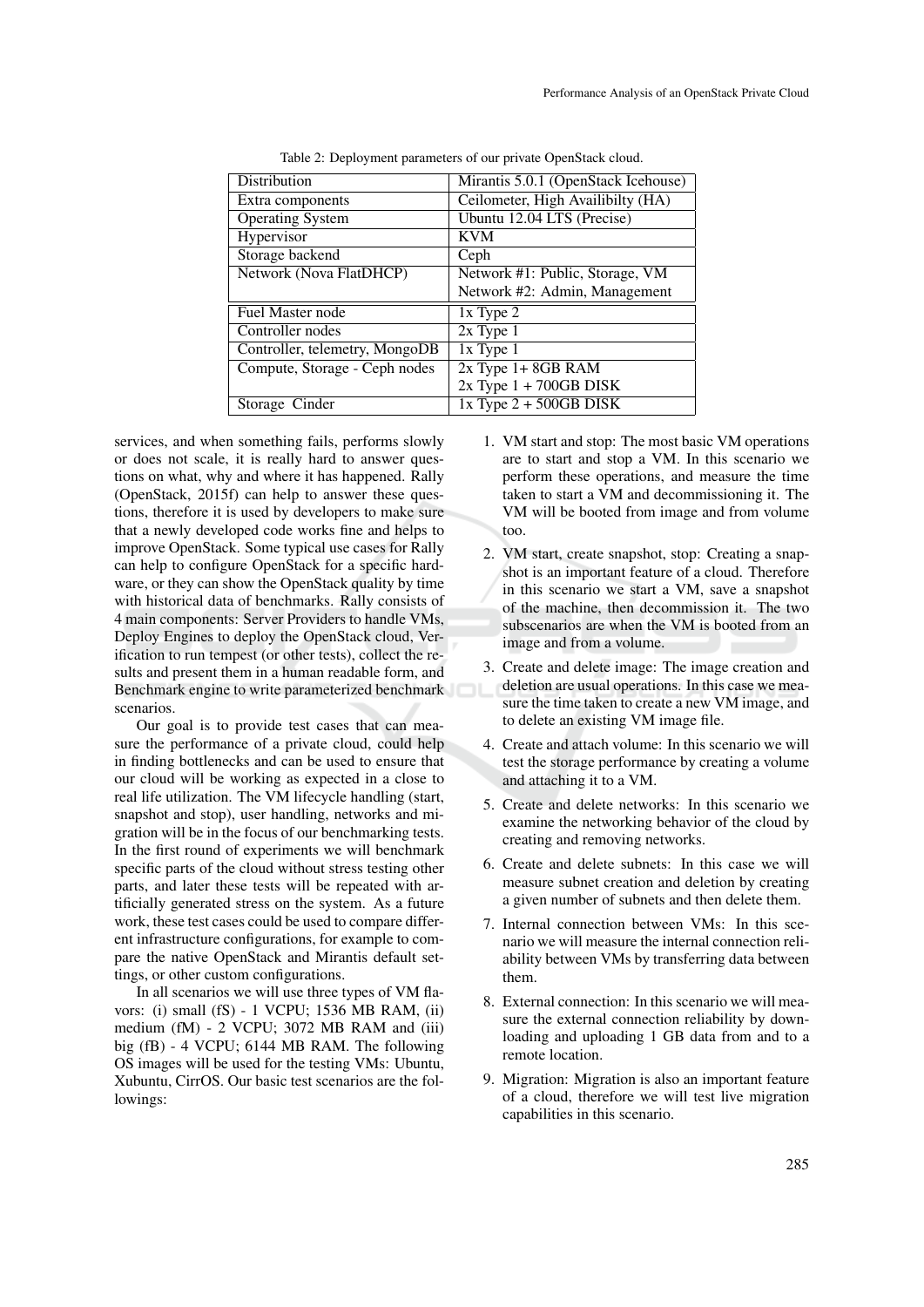Table 2: Deployment parameters of our private OpenStack cloud.

| Distribution | Mirantis 5.0.1 (OpenStack Icehouse) |
|---|---|
| Extra components | Ceilometer, High Availibilty (HA) |
| Operating System | Ubuntu 12.04 LTS (Precise) |
| Hypervisor | KVM |
| Storage backend | Ceph |
| Network (Nova FlatDHCP) | Network #1: Public, Storage, VM<br>Network #2: Admin, Management |
| Fuel Master node | 1x Type 2 |
| Controller nodes | 2x Type 1 |
| Controller, telemetry, MongoDB | 1x Type 1 |
| Compute, Storage - Ceph nodes | 2x Type 1+ 8GB RAM<br>2x Type 1 + 700GB DISK |
| Storage Cinder | 1x Type 2 + 500GB DISK |

services, and when something fails, performs slowly or does not scale, it is really hard to answer questions on what, why and where it has happened. Rally (OpenStack, 2015f) can help to answer these questions, therefore it is used by developers to make sure that a newly developed code works fine and helps to improve OpenStack. Some typical use cases for Rally can help to configure OpenStack for a specific hardware, or they can show the OpenStack quality by time with historical data of benchmarks. Rally consists of 4 main components: Server Providers to handle VMs, Deploy Engines to deploy the OpenStack cloud, Verification to run tempest (or other tests), collect the results and present them in a human readable form, and Benchmark engine to write parameterized benchmark scenarios.

Our goal is to provide test cases that can measure the performance of a private cloud, could help in finding bottlenecks and can be used to ensure that our cloud will be working as expected in a close to real life utilization. The VM lifecycle handling (start, snapshot and stop), user handling, networks and migration will be in the focus of our benchmarking tests. In the first round of experiments we will benchmark specific parts of the cloud without stress testing other parts, and later these tests will be repeated with artificially generated stress on the system. As a future work, these test cases could be used to compare different infrastructure configurations, for example to compare the native OpenStack and Mirantis default settings, or other custom configurations.

In all scenarios we will use three types of VM flavors: (i) small (fS) - 1 VCPU; 1536 MB RAM, (ii) medium (fM) - 2 VCPU; 3072 MB RAM and (iii) big (fB) - 4 VCPU; 6144 MB RAM. The following OS images will be used for the testing VMs: Ubuntu, Xubuntu, CirrOS. Our basic test scenarios are the followings:

1. VM start and stop: The most basic VM operations are to start and stop a VM. In this scenario we perform these operations, and measure the time taken to start a VM and decommissioning it. The VM will be booted from image and from volume too.
2. VM start, create snapshot, stop: Creating a snapshot is an important feature of a cloud. Therefore in this scenario we start a VM, save a snapshot of the machine, then decommission it. The two subscenarios are when the VM is booted from an image and from a volume.
3. Create and delete image: The image creation and deletion are usual operations. In this case we measure the time taken to create a new VM image, and to delete an existing VM image file.
4. Create and attach volume: In this scenario we will test the storage performance by creating a volume and attaching it to a VM.
5. Create and delete networks: In this scenario we examine the networking behavior of the cloud by creating and removing networks.
6. Create and delete subnets: In this case we will measure subnet creation and deletion by creating a given number of subnets and then delete them.
7. Internal connection between VMs: In this scenario we will measure the internal connection reliability between VMs by transferring data between them.
8. External connection: In this scenario we will measure the external connection reliability by downloading and uploading 1 GB data from and to a remote location.
9. Migration: Migration is also an important feature of a cloud, therefore we will test live migration capabilities in this scenario.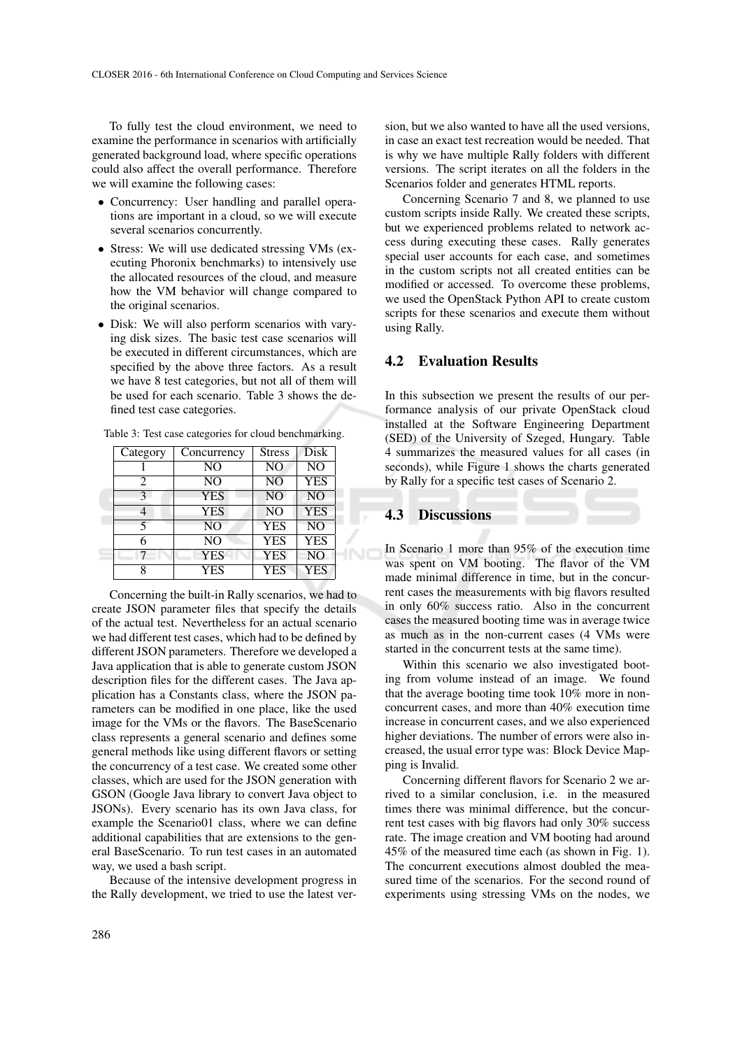To fully test the cloud environment, we need to examine the performance in scenarios with artificially generated background load, where specific operations could also affect the overall performance. Therefore we will examine the following cases:

- Concurrency: User handling and parallel operations are important in a cloud, so we will execute several scenarios concurrently.
- Stress: We will use dedicated stressing VMs (executing Phoronix benchmarks) to intensively use the allocated resources of the cloud, and measure how the VM behavior will change compared to the original scenarios.
- Disk: We will also perform scenarios with varying disk sizes. The basic test case scenarios will be executed in different circumstances, which are specified by the above three factors. As a result we have 8 test categories, but not all of them will be used for each scenario. Table 3 shows the defined test case categories.

Table 3: Test case categories for cloud benchmarking.

| Category | Concurrency | Stress | Disk |
|---|---|---|---|
| 1 | NO | NO | NO |
| 2 | NO | NO | YES |
| 3 | YES | NO | NO |
| 4 | YES | NO | YES |
| 5 | NO | YES | NO |
| 6 | NO | YES | YES |
| 7 | YES | YES | NO |
| 8 | YES | YES | YES |

Concerning the built-in Rally scenarios, we had to create JSON parameter files that specify the details of the actual test. Nevertheless for an actual scenario we had different test cases, which had to be defined by different JSON parameters. Therefore we developed a Java application that is able to generate custom JSON description files for the different cases. The Java application has a Constants class, where the JSON parameters can be modified in one place, like the used image for the VMs or the flavors. The BaseScenario class represents a general scenario and defines some general methods like using different flavors or setting the concurrency of a test case. We created some other classes, which are used for the JSON generation with GSON (Google Java library to convert Java object to JSONs). Every scenario has its own Java class, for example the Scenario01 class, where we can define additional capabilities that are extensions to the general BaseScenario. To run test cases in an automated way, we used a bash script.

Because of the intensive development progress in the Rally development, we tried to use the latest version, but we also wanted to have all the used versions, in case an exact test recreation would be needed. That is why we have multiple Rally folders with different versions. The script iterates on all the folders in the Scenarios folder and generates HTML reports.

Concerning Scenario 7 and 8, we planned to use custom scripts inside Rally. We created these scripts, but we experienced problems related to network access during executing these cases. Rally generates special user accounts for each case, and sometimes in the custom scripts not all created entities can be modified or accessed. To overcome these problems, we used the OpenStack Python API to create custom scripts for these scenarios and execute them without using Rally.

## 4.2 Evaluation Results

In this subsection we present the results of our performance analysis of our private OpenStack cloud installed at the Software Engineering Department (SED) of the University of Szeged, Hungary. Table 4 summarizes the measured values for all cases (in seconds), while Figure 1 shows the charts generated by Rally for a specific test cases of Scenario 2.

## 4.3 Discussions

In Scenario 1 more than 95% of the execution time was spent on VM booting. The flavor of the VM made minimal difference in time, but in the concurrent cases the measurements with big flavors resulted in only 60% success ratio. Also in the concurrent cases the measured booting time was in average twice as much as in the non-current cases (4 VMs were started in the concurrent tests at the same time).

Within this scenario we also investigated booting from volume instead of an image. We found that the average booting time took 10% more in non-concurrent cases, and more than 40% execution time increase in concurrent cases, and we also experienced higher deviations. The number of errors were also increased, the usual error type was: Block Device Mapping is Invalid.

Concerning different flavors for Scenario 2 we arrived to a similar conclusion, i.e. in the measured times there was minimal difference, but the concurrent test cases with big flavors had only 30% success rate. The image creation and VM booting had around 45% of the measured time each (as shown in Fig. 1). The concurrent executions almost doubled the measured time of the scenarios. For the second round of experiments using stressing VMs on the nodes, we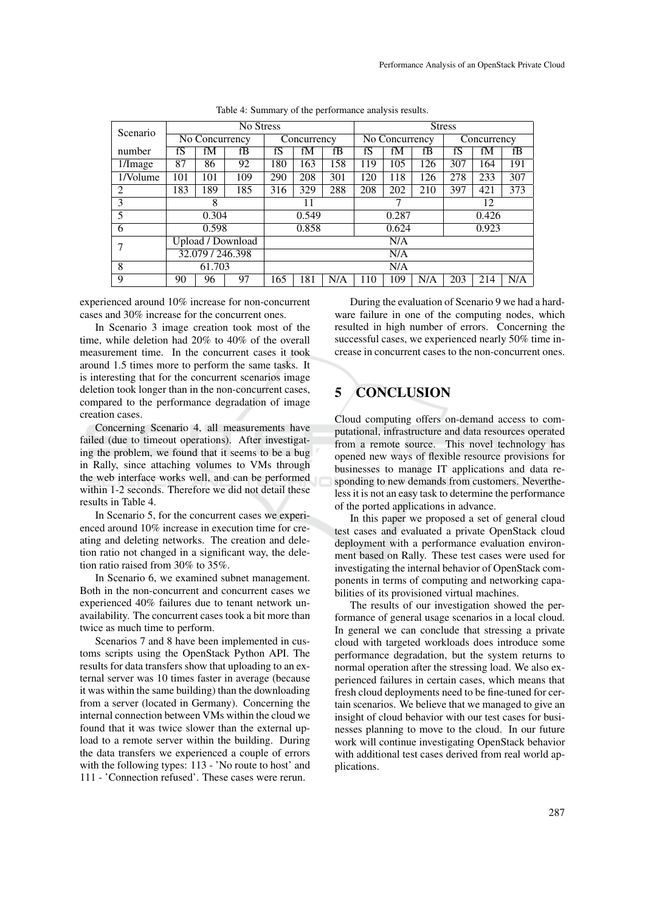Table 4: Summary of the performance analysis results.

| Scenario | No Stress | | | | | | Stress | | | | | |
|---|---|---|---|---|---|---|---|---|---|---|---|---|
| | No Concurrency | | | Concurrency | | | No Concurrency | | | Concurrency | | |
| number | fS | fM | fB | fS | fM | fB | fS | fM | fB | fS | fM | fB |
| 1/Image | 87 | 86 | 92 | 180 | 163 | 158 | 119 | 105 | 126 | 307 | 164 | 191 |
| 1/Volume | 101 | 101 | 109 | 290 | 208 | 301 | 120 | 118 | 126 | 278 | 233 | 307 |
| 2 | 183 | 189 | 185 | 316 | 329 | 288 | 208 | 202 | 210 | 397 | 421 | 373 |
| 3 | 8 | | | 11 | | | 7 | | | 12 | | |
| 5 | 0.304 | | | 0.549 | | | 0.287 | | | 0.426 | | |
| 6 | 0.598 | | | 0.858 | | | 0.624 | | | 0.923 | | |
| 7 | Upload / Download | | | N/A | | | | | | | | |
| | 32.079 / 246.398 | | | N/A | | | | | | | | |
| 8 | 61.703 | | | N/A | | | | | | | | |
| 9 | 90 | 96 | 97 | 165 | 181 | N/A | 110 | 109 | N/A | 203 | 214 | N/A |

experienced around 10% increase for non-concurrent cases and 30% increase for the concurrent ones.

In Scenario 3 image creation took most of the time, while deletion had 20% to 40% of the overall measurement time. In the concurrent cases it took around 1.5 times more to perform the same tasks. It is interesting that for the concurrent scenarios image deletion took longer than in the non-concurrent cases, compared to the performance degradation of image creation cases.

Concerning Scenario 4, all measurements have failed (due to timeout operations). After investigating the problem, we found that it seems to be a bug in Rally, since attaching volumes to VMs through the web interface works well, and can be performed within 1-2 seconds. Therefore we did not detail these results in Table 4.

In Scenario 5, for the concurrent cases we experienced around 10% increase in execution time for creating and deleting networks. The creation and deletion ratio not changed in a significant way, the deletion ratio raised from 30% to 35%.

In Scenario 6, we examined subnet management. Both in the non-concurrent and concurrent cases we experienced 40% failures due to tenant network unavailability. The concurrent cases took a bit more than twice as much time to perform.

Scenarios 7 and 8 have been implemented in customs scripts using the OpenStack Python API. The results for data transfers show that uploading to an external server was 10 times faster in average (because it was within the same building) than the downloading from a server (located in Germany). Concerning the internal connection between VMs within the cloud we found that it was twice slower than the external upload to a remote server within the building. During the data transfers we experienced a couple of errors with the following types: 113 - 'No route to host' and 111 - 'Connection refused'. These cases were rerun.

During the evaluation of Scenario 9 we had a hardware failure in one of the computing nodes, which resulted in high number of errors. Concerning the successful cases, we experienced nearly 50% time increase in concurrent cases to the non-concurrent ones.

## 5 CONCLUSION

Cloud computing offers on-demand access to computational, infrastructure and data resources operated from a remote source. This novel technology has opened new ways of flexible resource provisions for businesses to manage IT applications and data responding to new demands from customers. Nevertheless it is not an easy task to determine the performance of the ported applications in advance.

In this paper we proposed a set of general cloud test cases and evaluated a private OpenStack cloud deployment with a performance evaluation environment based on Rally. These test cases were used for investigating the internal behavior of OpenStack components in terms of computing and networking capabilities of its provisioned virtual machines.

The results of our investigation showed the performance of general usage scenarios in a local cloud. In general we can conclude that stressing a private cloud with targeted workloads does introduce some performance degradation, but the system returns to normal operation after the stressing load. We also experienced failures in certain cases, which means that fresh cloud deployments need to be fine-tuned for certain scenarios. We believe that we managed to give an insight of cloud behavior with our test cases for businesses planning to move to the cloud. In our future work will continue investigating OpenStack behavior with additional test cases derived from real world applications.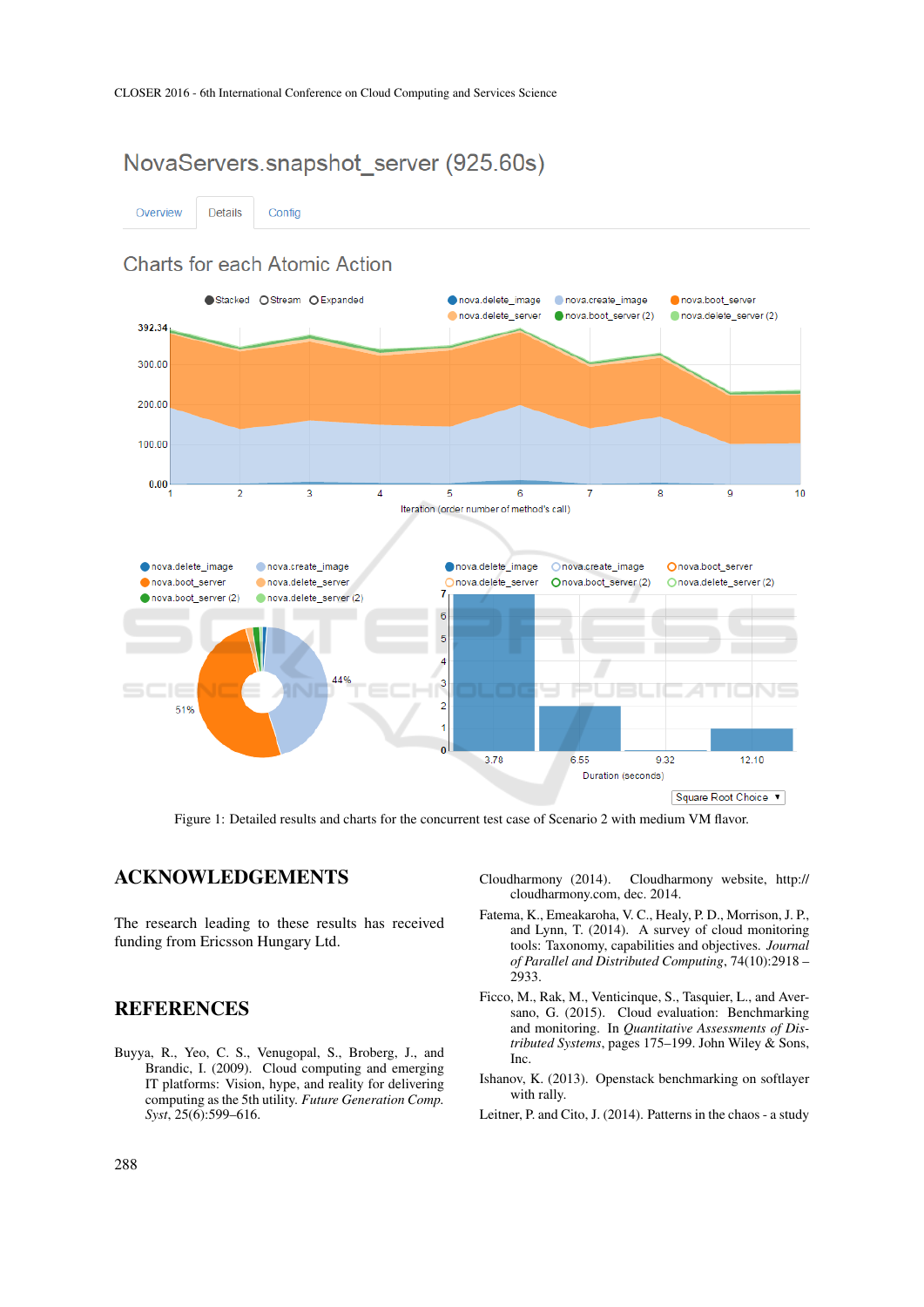Figure 1: Detailed results and charts for the concurrent test case of Scenario 2 with medium VM flavor.

## ACKNOWLEDGEMENTS

The research leading to these results has received funding from Ericsson Hungary Ltd.

## REFERENCES

Buyya, R., Yeo, C. S., Venugopal, S., Broberg, J., and Brandic, I. (2009). Cloud computing and emerging IT platforms: Vision, hype, and reality for delivering computing as the 5th utility. *Future Generation Comp. Syst*, 25(6):599–616.

Cloudharmony (2014). Cloudharmony website, http://cloudharmony.com, dec. 2014.

Fatema, K., Emeakaroha, V. C., Healy, P. D., Morrison, J. P., and Lynn, T. (2014). A survey of cloud monitoring tools: Taxonomy, capabilities and objectives. *Journal of Parallel and Distributed Computing*, 74(10):2918 – 2933.

Ficco, M., Rak, M., Venticinque, S., Tasquier, L., and Aversano, G. (2015). Cloud evaluation: Benchmarking and monitoring. In *Quantitative Assessments of Distributed Systems*, pages 175–199. John Wiley & Sons, Inc.

Ishanov, K. (2013). Openstack benchmarking on softlayer with rally.

Leitner, P. and Cito, J. (2014). Patterns in the chaos - a study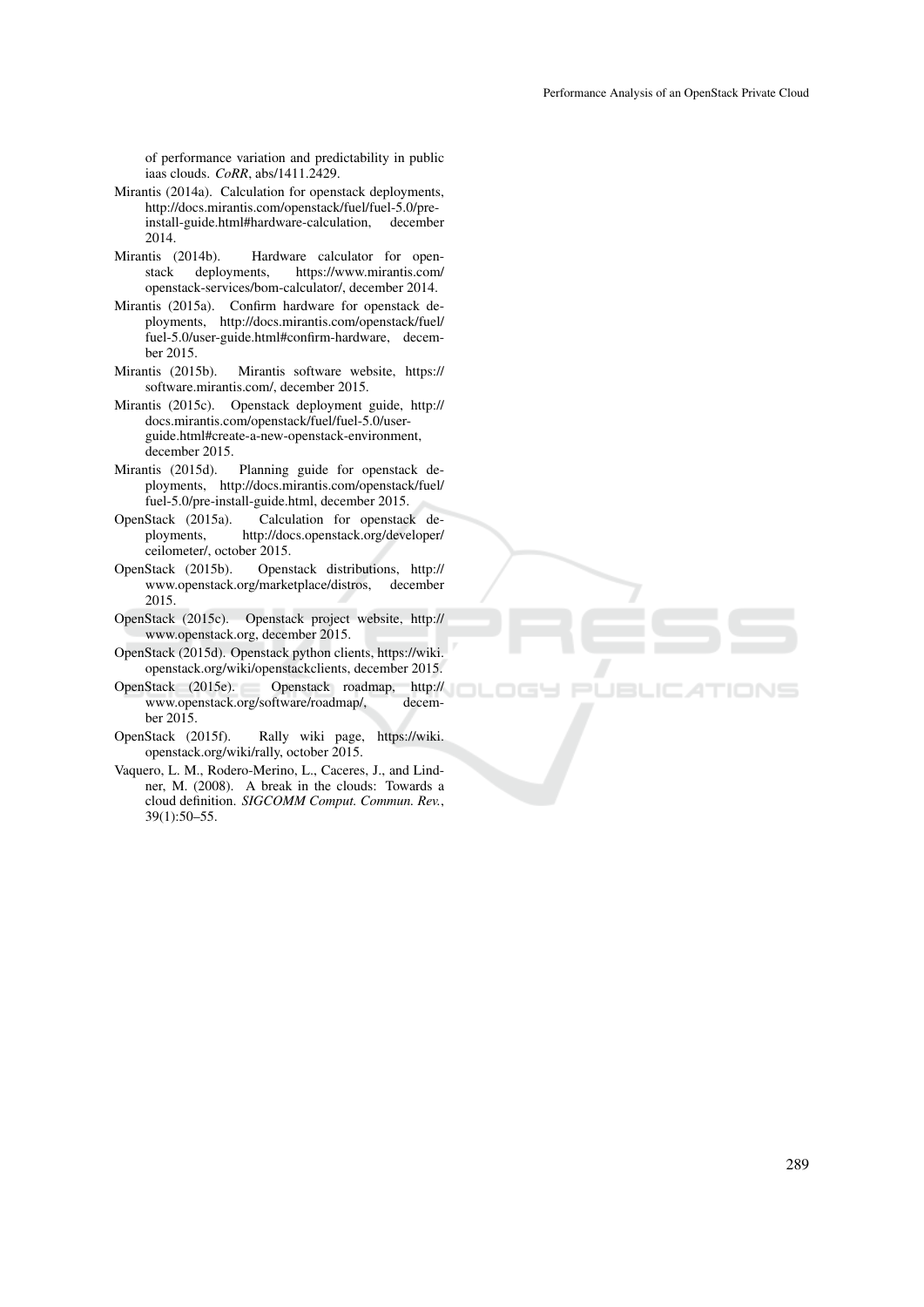of performance variation and predictability in public iaas clouds. *CoRR*, abs/1411.2429.

Mirantis (2014a). Calculation for openstack deployments, http://docs.mirantis.com/openstack/fuel/fuel-5.0/pre-install-guide.html#hardware-calculation, december 2014.

Mirantis (2014b). Hardware calculator for openstack deployments, https://www.mirantis.com/openstack-services/bom-calculator/, december 2014.

Mirantis (2015a). Confirm hardware for openstack deployments, http://docs.mirantis.com/openstack/fuel/fuel-5.0/user-guide.html#confirm-hardware, december 2015.

Mirantis (2015b). Mirantis software website, https://software.mirantis.com/, december 2015.

Mirantis (2015c). Openstack deployment guide, http://docs.mirantis.com/openstack/fuel/fuel-5.0/user-guide.html#create-a-new-openstack-environment, december 2015.

Mirantis (2015d). Planning guide for openstack deployments, http://docs.mirantis.com/openstack/fuel/fuel-5.0/pre-install-guide.html, december 2015.

OpenStack (2015a). Calculation for openstack deployments, http://docs.openstack.org/developer/ceilometer/, october 2015.

OpenStack (2015b). Openstack distributions, http://www.openstack.org/marketplace/distros, december 2015.

OpenStack (2015c). Openstack project website, http://www.openstack.org, december 2015.

OpenStack (2015d). Openstack python clients, https://wiki.openstack.org/wiki/openstackclients, december 2015.

OpenStack (2015e). Openstack roadmap, http://www.openstack.org/software/roadmap/, december 2015.

OpenStack (2015f). Rally wiki page, https://wiki.openstack.org/wiki/rally, october 2015.

Vaquero, L. M., Rodero-Merino, L., Caceres, J., and Lindner, M. (2008). A break in the clouds: Towards a cloud definition. *SIGCOMM Comput. Commun. Rev.*, 39(1):50–55.